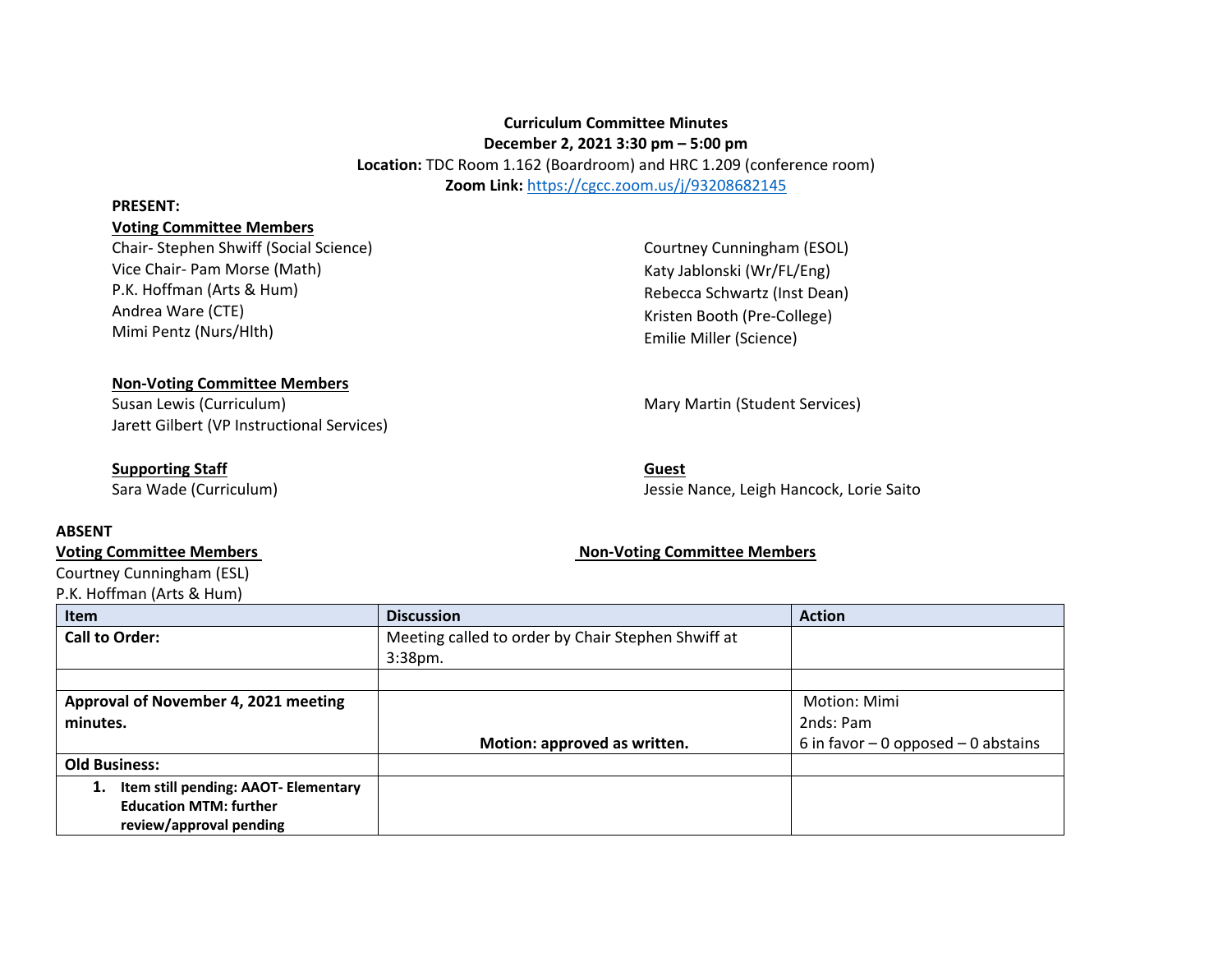**Curriculum Committee Minutes**
**December 2, 2021 3:30 pm – 5:00 pm**
**Location:** TDC Room 1.162 (Boardroom) and HRC 1.209 (conference room)
**Zoom Link:** https://cgcc.zoom.us/j/93208682145

**PRESENT:**

**Voting Committee Members**

Chair- Stephen Shwiff (Social Science)
Vice Chair- Pam Morse (Math)
P.K. Hoffman (Arts & Hum)
Andrea Ware (CTE)
Mimi Pentz (Nurs/Hlth)
Courtney Cunningham (ESOL)
Katy Jablonski (Wr/FL/Eng)
Rebecca Schwartz (Inst Dean)
Kristen Booth (Pre-College)
Emilie Miller (Science)

**Non-Voting Committee Members**

Susan Lewis (Curriculum)
Jarett Gilbert (VP Instructional Services)
Mary Martin (Student Services)

**Supporting Staff**

Sara Wade (Curriculum)

**Guest**

Jessie Nance, Leigh Hancock, Lorie Saito

**ABSENT**

**Voting Committee Members**

Courtney Cunningham (ESL)
P.K. Hoffman (Arts & Hum)

**Non-Voting Committee Members**

| Item | Discussion | Action |
|---|---|---|
| **Call to Order:** | Meeting called to order by Chair Stephen Shwiff at 3:38pm. | |
| | | |
| **Approval of November 4, 2021 meeting minutes.** | **Motion: approved as written.** | Motion: Mimi<br>2nds: Pam<br>6 in favor – 0 opposed – 0 abstains |
| **Old Business:** | | |
| **1. Item still pending: AAOT- Elementary Education MTM: further review/approval pending** | | |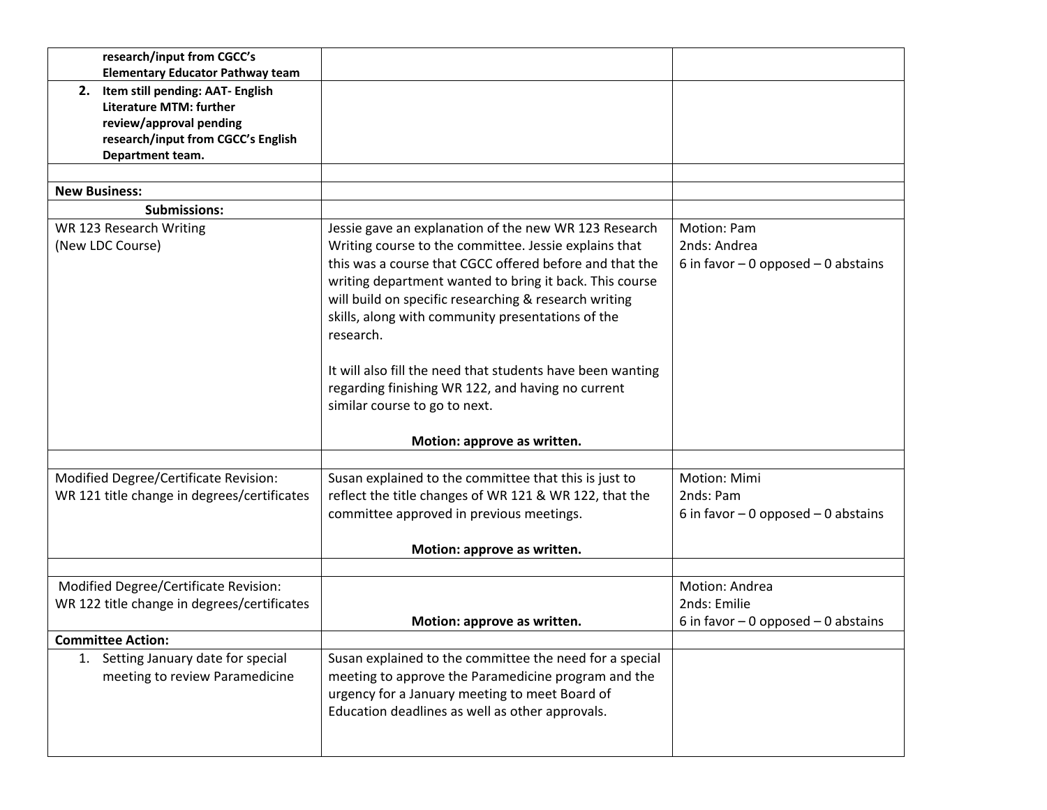| | | |
|---|---|---|
| **research/input from CGCC's Elementary Educator Pathway team** | | |
| **2. Item still pending: AAT- English Literature MTM: further review/approval pending research/input from CGCC's English Department team.** | | |
| | | |
| **New Business:** | | |
| **Submissions:** | | |
| WR 123 Research Writing (New LDC Course) | Jessie gave an explanation of the new WR 123 Research Writing course to the committee. Jessie explains that this was a course that CGCC offered before and that the writing department wanted to bring it back. This course will build on specific researching & research writing skills, along with community presentations of the research.<br><br>It will also fill the need that students have been wanting regarding finishing WR 122, and having no current similar course to go to next.<br><br>**Motion: approve as written.** | Motion: Pam<br>2nds: Andrea<br>6 in favor – 0 opposed – 0 abstains |
| | | |
| Modified Degree/Certificate Revision: WR 121 title change in degrees/certificates | Susan explained to the committee that this is just to reflect the title changes of WR 121 & WR 122, that the committee approved in previous meetings.<br><br>**Motion: approve as written.** | Motion: Mimi<br>2nds: Pam<br>6 in favor – 0 opposed – 0 abstains |
| | | |
| Modified Degree/Certificate Revision: WR 122 title change in degrees/certificates | **Motion: approve as written.** | Motion: Andrea<br>2nds: Emilie<br>6 in favor – 0 opposed – 0 abstains |
| **Committee Action:** | | |
| 1. Setting January date for special meeting to review Paramedicine | Susan explained to the committee the need for a special meeting to approve the Paramedicine program and the urgency for a January meeting to meet Board of Education deadlines as well as other approvals. | |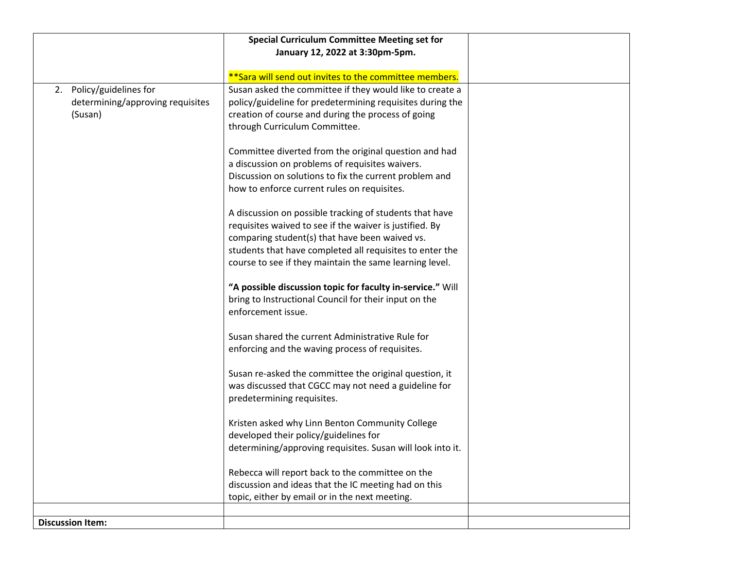| | | |
|---|---|---|
| | **Special Curriculum Committee Meeting set for January 12, 2022 at 3:30pm-5pm.**<br><br>**Sara will send out invites to the committee members. | |
| 2. Policy/guidelines for determining/approving requisites (Susan) | Susan asked the committee if they would like to create a policy/guideline for predetermining requisites during the creation of course and during the process of going through Curriculum Committee.<br><br>Committee diverted from the original question and had a discussion on problems of requisites waivers. Discussion on solutions to fix the current problem and how to enforce current rules on requisites.<br><br>A discussion on possible tracking of students that have requisites waived to see if the waiver is justified. By comparing student(s) that have been waived vs. students that have completed all requisites to enter the course to see if they maintain the same learning level.<br><br>**"A possible discussion topic for faculty in-service."** Will bring to Instructional Council for their input on the enforcement issue.<br><br>Susan shared the current Administrative Rule for enforcing and the waving process of requisites.<br><br>Susan re-asked the committee the original question, it was discussed that CGCC may not need a guideline for predetermining requisites.<br><br>Kristen asked why Linn Benton Community College developed their policy/guidelines for determining/approving requisites. Susan will look into it.<br><br>Rebecca will report back to the committee on the discussion and ideas that the IC meeting had on this topic, either by email or in the next meeting. | |
| | | |
| **Discussion Item:** | | |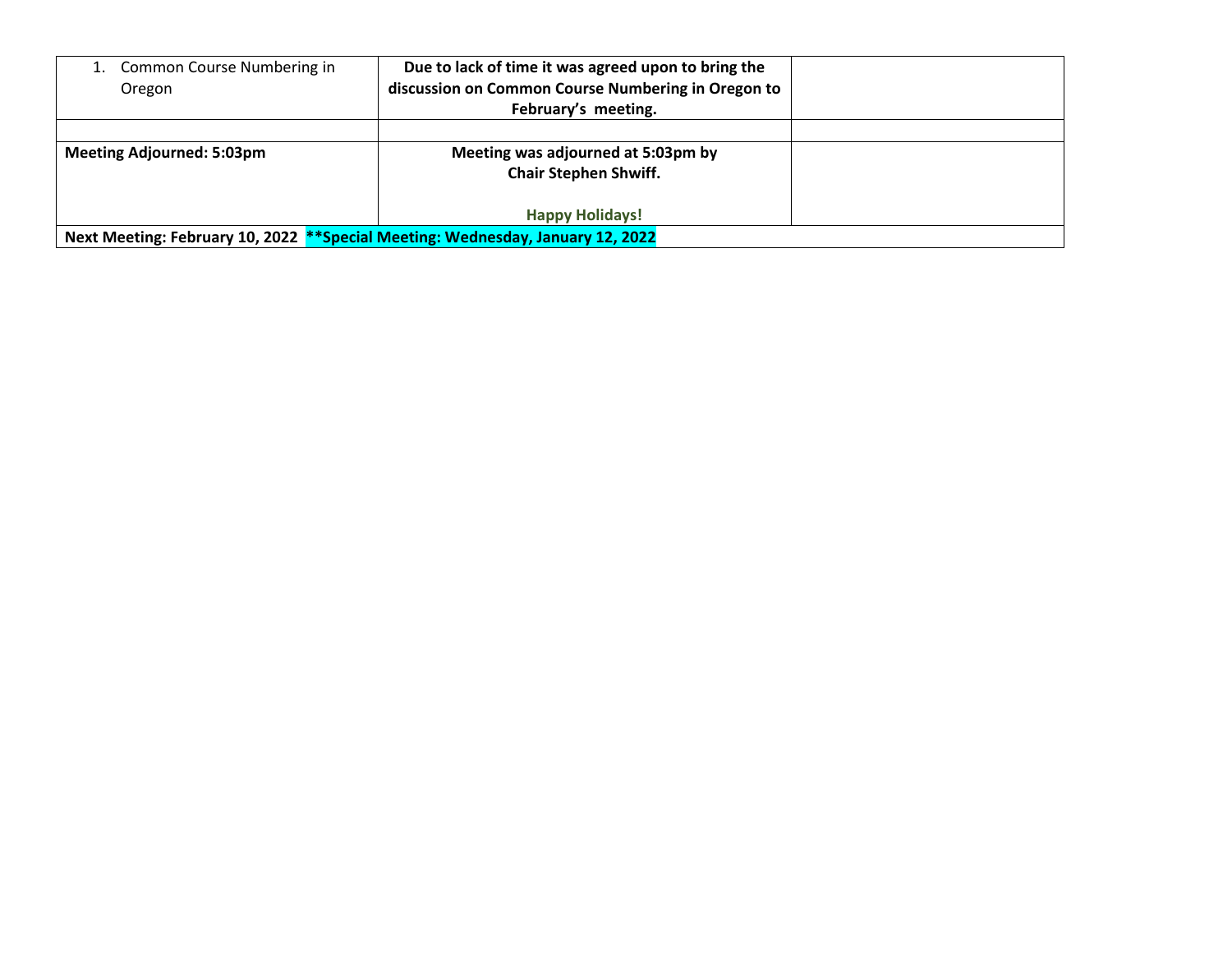| | | |
|---|---|---|
| 1. Common Course Numbering in Oregon | **Due to lack of time it was agreed upon to bring the discussion on Common Course Numbering in Oregon to February's meeting.** | |
| | | |
| **Meeting Adjourned: 5:03pm** | **Meeting was adjourned at 5:03pm by Chair Stephen Shwiff.**<br><br>**Happy Holidays!** | |
| **Next Meeting: February 10, 2022 \*\*Special Meeting: Wednesday, January 12, 2022** | | |